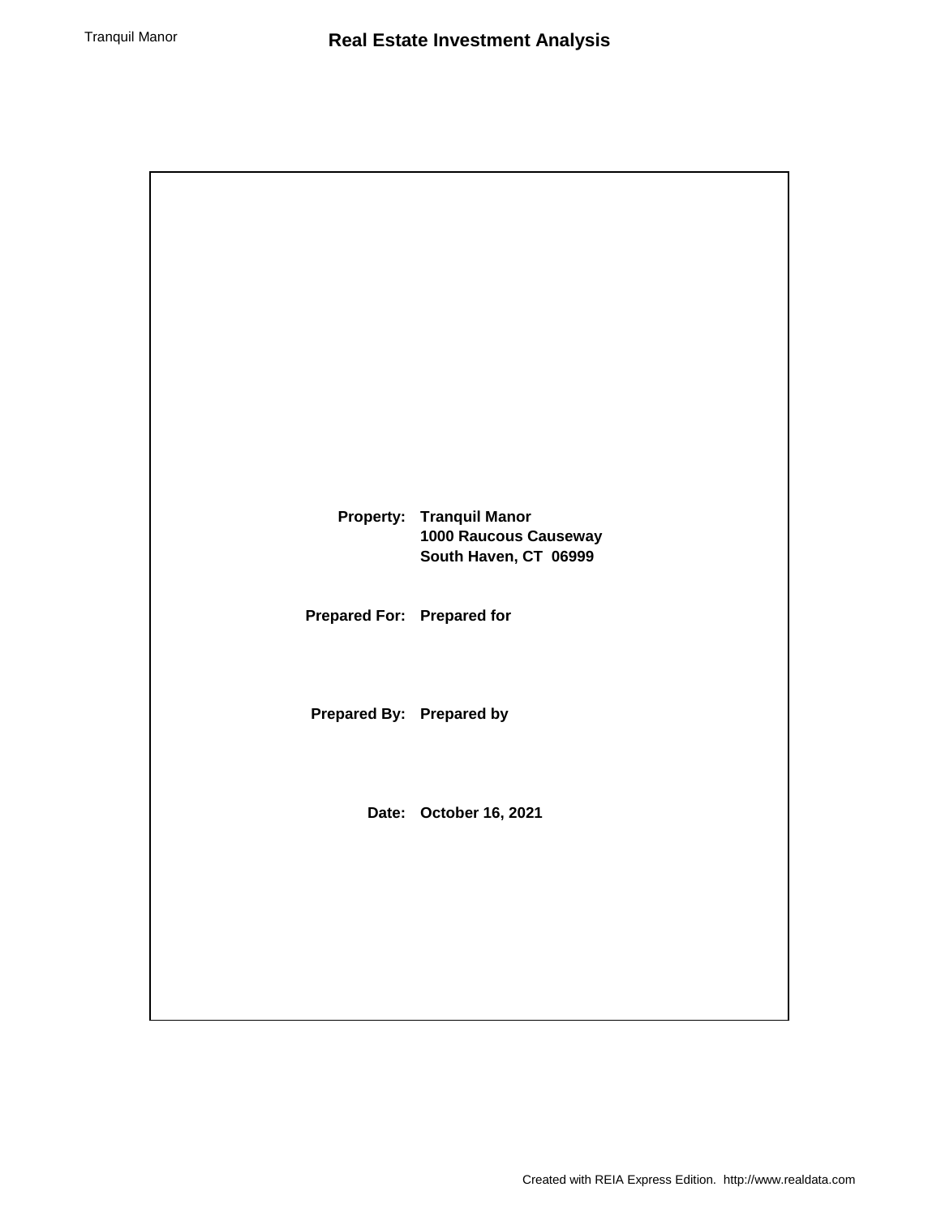# Real Estate Investment Analysis

**Property:** **Tranquil Manor**
**1000 Raucous Causeway**
**South Haven, CT 06999**

**Prepared For:** **Prepared for**

**Prepared By:** **Prepared by**

**Date:** **October 16, 2021**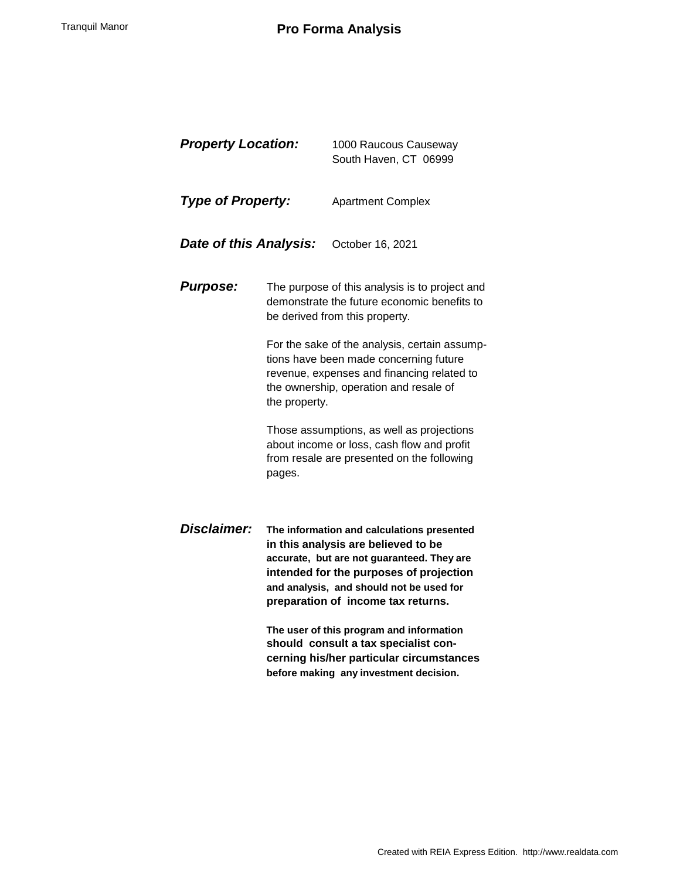# Pro Forma Analysis

***Property Location:*** 1000 Raucous Causeway
South Haven, CT 06999

***Type of Property:*** Apartment Complex

***Date of this Analysis:*** October 16, 2021

***Purpose:*** The purpose of this analysis is to project and demonstrate the future economic benefits to be derived from this property.

For the sake of the analysis, certain assumptions have been made concerning future revenue, expenses and financing related to the ownership, operation and resale of the property.

Those assumptions, as well as projections about income or loss, cash flow and profit from resale are presented on the following pages.

***Disclaimer:*** **The information and calculations presented in this analysis are believed to be accurate, but are not guaranteed. They are intended for the purposes of projection and analysis, and should not be used for preparation of income tax returns.**

**The user of this program and information should consult a tax specialist concerning his/her particular circumstances before making any investment decision.**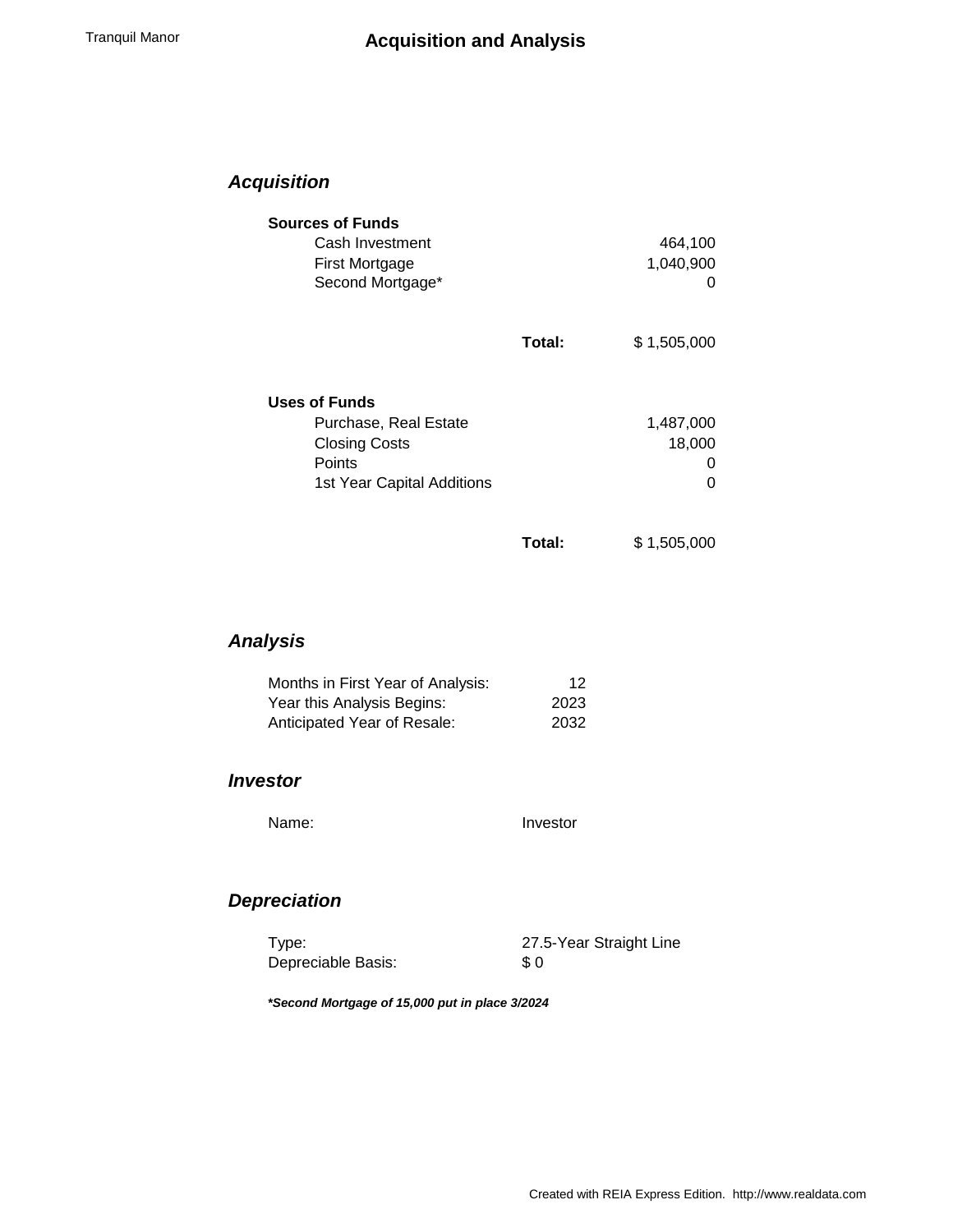# Acquisition and Analysis

## *Acquisition*

**Sources of Funds**

| | | |
|---|---|---|
| Cash Investment | | 464,100 |
| First Mortgage | | 1,040,900 |
| Second Mortgage* | | 0 |
| | **Total:** | $ 1,505,000 |

**Uses of Funds**

| | | |
|---|---|---|
| Purchase, Real Estate | | 1,487,000 |
| Closing Costs | | 18,000 |
| Points | | 0 |
| 1st Year Capital Additions | | 0 |
| | **Total:** | $ 1,505,000 |

## *Analysis*

| | |
|---|---|
| Months in First Year of Analysis: | 12 |
| Year this Analysis Begins: | 2023 |
| Anticipated Year of Resale: | 2032 |

## *Investor*

Name: Investor

## *Depreciation*

| | |
|---|---|
| Type: | 27.5-Year Straight Line |
| Depreciable Basis: | $ 0 |

***Second Mortgage of 15,000 put in place 3/2024***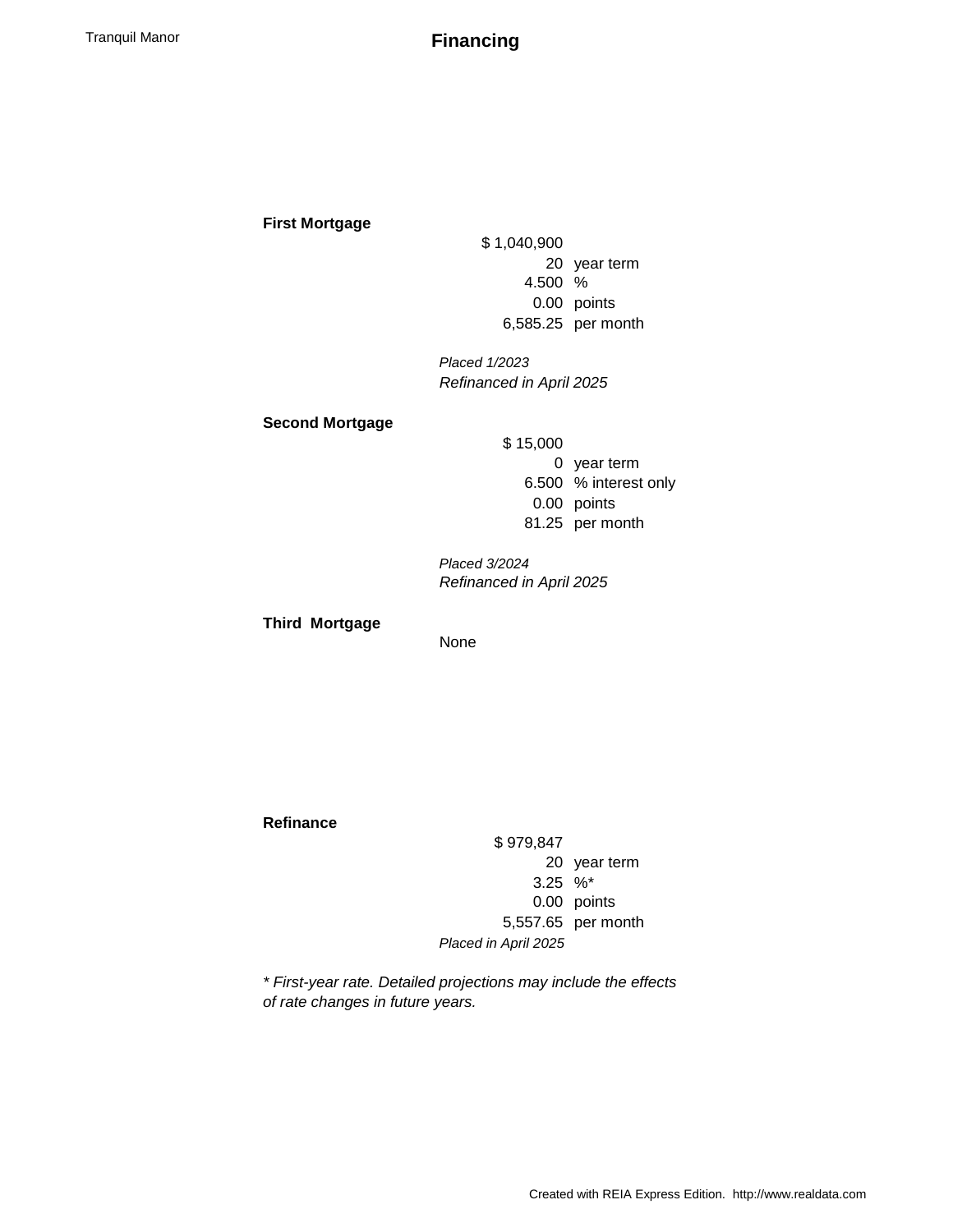# Financing

### First Mortgage

| | |
|---:|---|
| $ 1,040,900 | |
| 20 | year term |
| 4.500 | % |
| 0.00 | points |
| 6,585.25 | per month |

*Placed 1/2023*
*Refinanced in April 2025*

### Second Mortgage

| | |
|---:|---|
| $ 15,000 | |
| 0 | year term |
| 6.500 | % interest only |
| 0.00 | points |
| 81.25 | per month |

*Placed 3/2024*
*Refinanced in April 2025*

### Third Mortgage

None

### Refinance

| | |
|---:|---|
| $ 979,847 | |
| 20 | year term |
| 3.25 | %* |
| 0.00 | points |
| 5,557.65 | per month |

*Placed in April 2025*

*\* First-year rate. Detailed projections may include the effects of rate changes in future years.*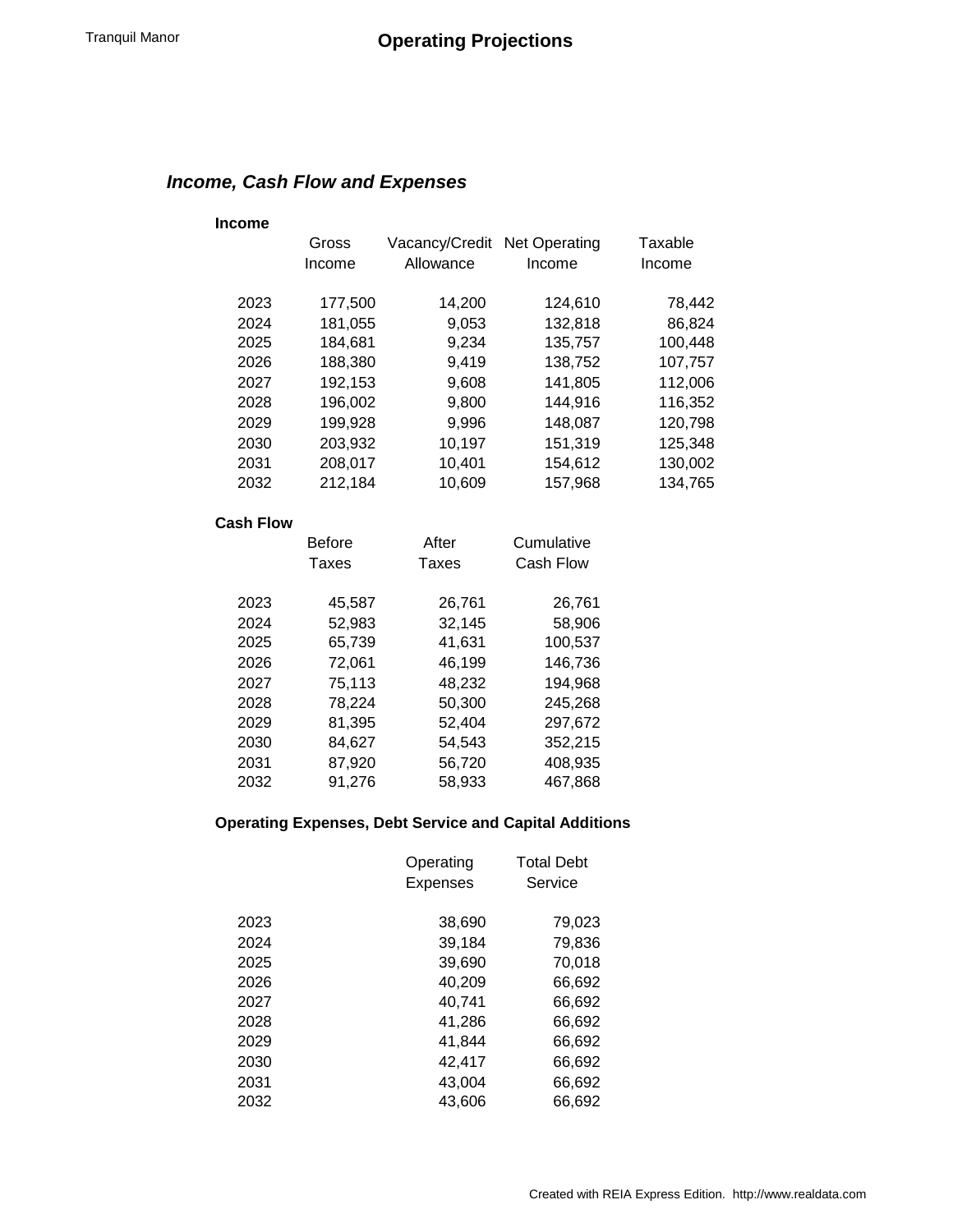Tranquil Manor

# Operating Projections

## *Income, Cash Flow and Expenses*

### Income

| | Gross Income | Vacancy/Credit Allowance | Net Operating Income | Taxable Income |
|---|---|---|---|---|
| 2023 | 177,500 | 14,200 | 124,610 | 78,442 |
| 2024 | 181,055 | 9,053 | 132,818 | 86,824 |
| 2025 | 184,681 | 9,234 | 135,757 | 100,448 |
| 2026 | 188,380 | 9,419 | 138,752 | 107,757 |
| 2027 | 192,153 | 9,608 | 141,805 | 112,006 |
| 2028 | 196,002 | 9,800 | 144,916 | 116,352 |
| 2029 | 199,928 | 9,996 | 148,087 | 120,798 |
| 2030 | 203,932 | 10,197 | 151,319 | 125,348 |
| 2031 | 208,017 | 10,401 | 154,612 | 130,002 |
| 2032 | 212,184 | 10,609 | 157,968 | 134,765 |

### Cash Flow

| | Before Taxes | After Taxes | Cumulative Cash Flow |
|---|---|---|---|
| 2023 | 45,587 | 26,761 | 26,761 |
| 2024 | 52,983 | 32,145 | 58,906 |
| 2025 | 65,739 | 41,631 | 100,537 |
| 2026 | 72,061 | 46,199 | 146,736 |
| 2027 | 75,113 | 48,232 | 194,968 |
| 2028 | 78,224 | 50,300 | 245,268 |
| 2029 | 81,395 | 52,404 | 297,672 |
| 2030 | 84,627 | 54,543 | 352,215 |
| 2031 | 87,920 | 56,720 | 408,935 |
| 2032 | 91,276 | 58,933 | 467,868 |

### Operating Expenses, Debt Service and Capital Additions

| | Operating Expenses | Total Debt Service |
|---|---|---|
| 2023 | 38,690 | 79,023 |
| 2024 | 39,184 | 79,836 |
| 2025 | 39,690 | 70,018 |
| 2026 | 40,209 | 66,692 |
| 2027 | 40,741 | 66,692 |
| 2028 | 41,286 | 66,692 |
| 2029 | 41,844 | 66,692 |
| 2030 | 42,417 | 66,692 |
| 2031 | 43,004 | 66,692 |
| 2032 | 43,606 | 66,692 |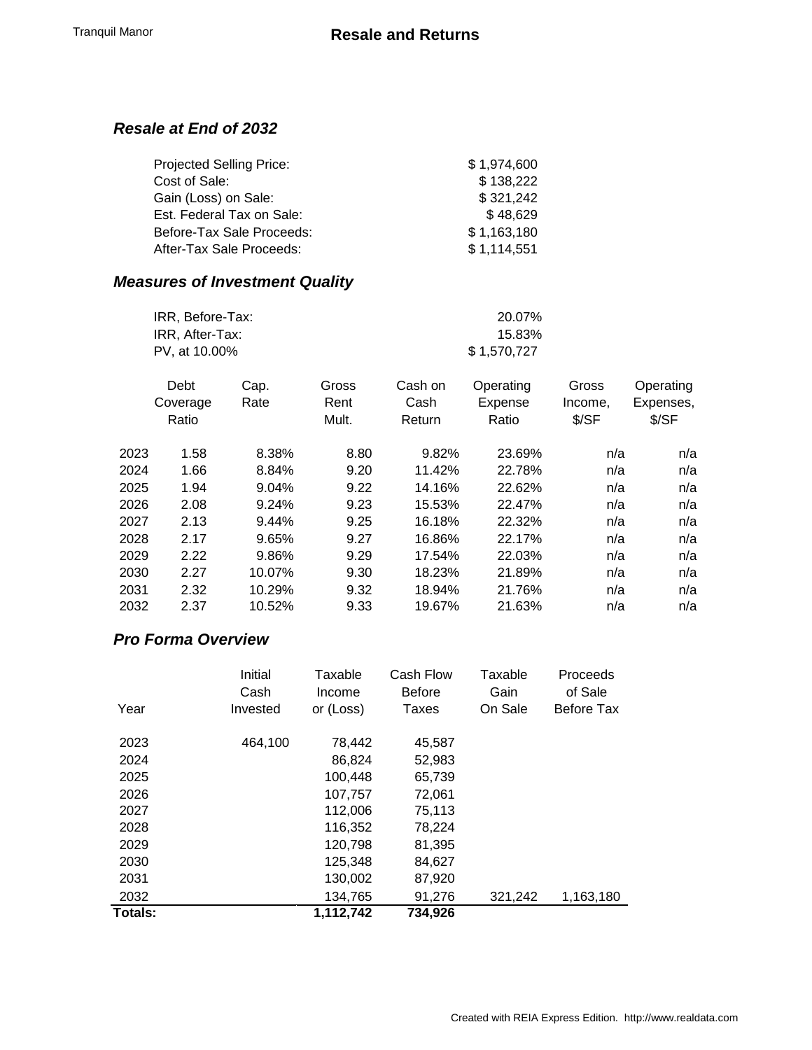Tranquil Manor

# Resale and Returns

## *Resale at End of 2032*

| | |
|---|---|
| Projected Selling Price: | $ 1,974,600 |
| Cost of Sale: | $ 138,222 |
| Gain (Loss) on Sale: | $ 321,242 |
| Est. Federal Tax on Sale: | $ 48,629 |
| Before-Tax Sale Proceeds: | $ 1,163,180 |
| After-Tax Sale Proceeds: | $ 1,114,551 |

## *Measures of Investment Quality*

| | |
|---|---|
| IRR, Before-Tax: | 20.07% |
| IRR, After-Tax: | 15.83% |
| PV, at 10.00% | $ 1,570,727 |

| | Debt Coverage Ratio | Cap. Rate | Gross Rent Mult. | Cash on Cash Return | Operating Expense Ratio | Gross Income, $/SF | Operating Expenses, $/SF |
|---|---|---|---|---|---|---|---|
| 2023 | 1.58 | 8.38% | 8.80 | 9.82% | 23.69% | n/a | n/a |
| 2024 | 1.66 | 8.84% | 9.20 | 11.42% | 22.78% | n/a | n/a |
| 2025 | 1.94 | 9.04% | 9.22 | 14.16% | 22.62% | n/a | n/a |
| 2026 | 2.08 | 9.24% | 9.23 | 15.53% | 22.47% | n/a | n/a |
| 2027 | 2.13 | 9.44% | 9.25 | 16.18% | 22.32% | n/a | n/a |
| 2028 | 2.17 | 9.65% | 9.27 | 16.86% | 22.17% | n/a | n/a |
| 2029 | 2.22 | 9.86% | 9.29 | 17.54% | 22.03% | n/a | n/a |
| 2030 | 2.27 | 10.07% | 9.30 | 18.23% | 21.89% | n/a | n/a |
| 2031 | 2.32 | 10.29% | 9.32 | 18.94% | 21.76% | n/a | n/a |
| 2032 | 2.37 | 10.52% | 9.33 | 19.67% | 21.63% | n/a | n/a |

## *Pro Forma Overview*

| Year | Initial Cash Invested | Taxable Income or (Loss) | Cash Flow Before Taxes | Taxable Gain On Sale | Proceeds of Sale Before Tax |
|---|---|---|---|---|---|
| 2023 | 464,100 | 78,442 | 45,587 | | |
| 2024 | | 86,824 | 52,983 | | |
| 2025 | | 100,448 | 65,739 | | |
| 2026 | | 107,757 | 72,061 | | |
| 2027 | | 112,006 | 75,113 | | |
| 2028 | | 116,352 | 78,224 | | |
| 2029 | | 120,798 | 81,395 | | |
| 2030 | | 125,348 | 84,627 | | |
| 2031 | | 130,002 | 87,920 | | |
| 2032 | | 134,765 | 91,276 | 321,242 | 1,163,180 |
| **Totals:** | | **1,112,742** | **734,926** | | |

Created with REIA Express Edition. http://www.realdata.com